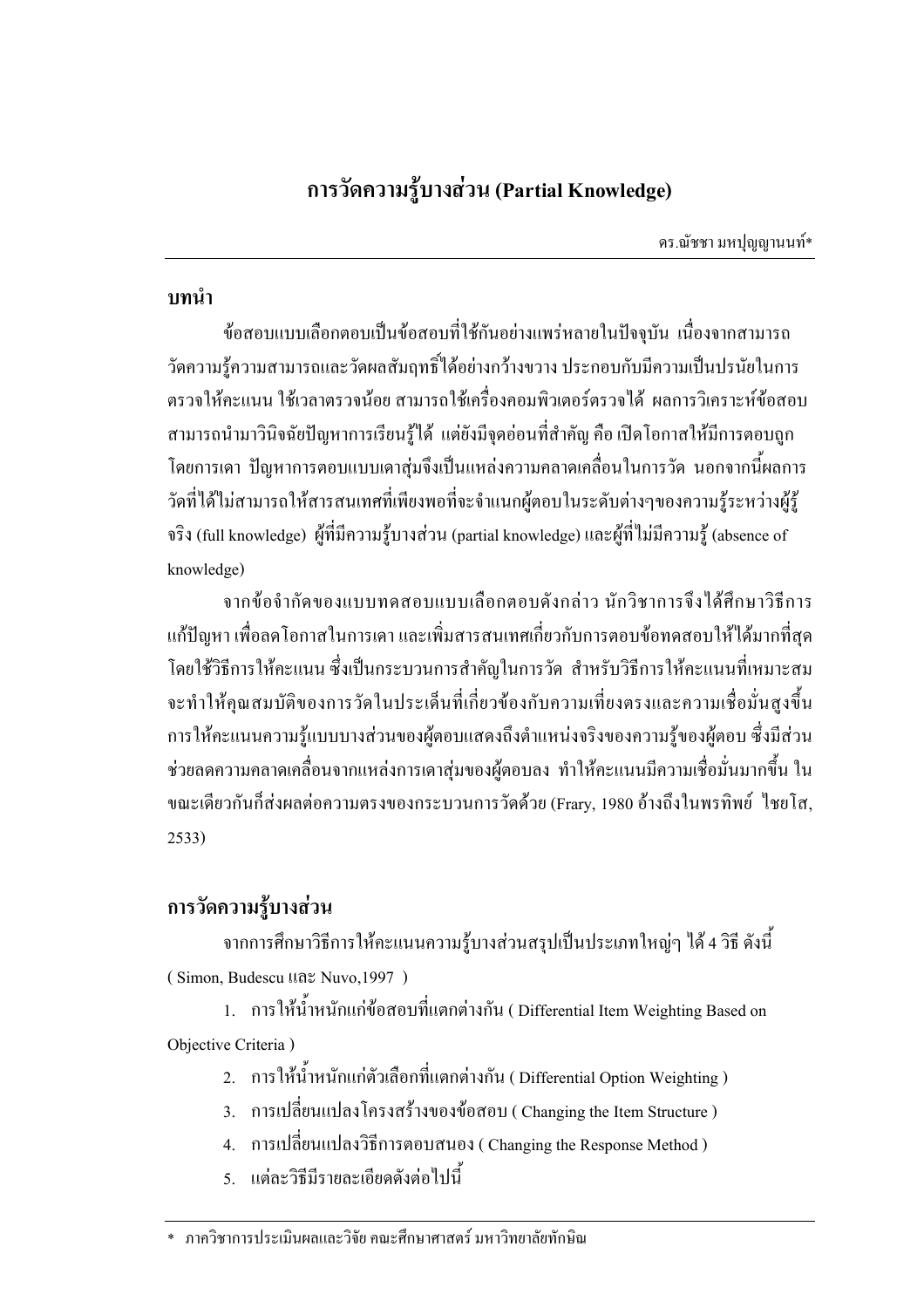# การวัดความรู้บางส่วน (Partial Knowledge)

ดร.ณัชชา มหปุญญานนท์*

## บทนำ

ข้อสอบแบบเลือกตอบเป็นข้อสอบที่ใช้กันอย่างแพร่หลายในปัจจุบัน เนื่องจากสามารถวัดความรู้ความสามารถและวัดผลสัมฤทธิ์ได้อย่างกว้างขวาง ประกอบกับมีความเป็นปรนัยในการตรวจให้คะแนน ใช้เวลาตรวจน้อย สามารถใช้เครื่องคอมพิวเตอร์ตรวจได้ ผลการวิเคราะห์ข้อสอบสามารถนำมาวินิจฉัยปัญหาการเรียนรู้ได้ แต่ยังมีจุดอ่อนที่สำคัญ คือ เปิดโอกาสให้มีการตอบถูกโดยการเดา ปัญหาการตอบแบบเดาสุ่มจึงเป็นแหล่งความคลาดเคลื่อนในการวัด นอกจากนี้ผลการวัดที่ได้ไม่สามารถให้สารสนเทศที่เพียงพอที่จะจำแนกผู้ตอบในระดับต่างๆของความรู้ระหว่างผู้รู้จริง (full knowledge) ผู้ที่มีความรู้บางส่วน (partial knowledge) และผู้ที่ไม่มีความรู้ (absence of knowledge)

จากข้อจำกัดของแบบทดสอบแบบเลือกตอบดังกล่าว นักวิชาการจึงได้ศึกษาวิธีการแก้ปัญหา เพื่อลดโอกาสในการเดา และเพิ่มสารสนเทศเกี่ยวกับการตอบข้อทดสอบให้ได้มากที่สุด โดยใช้วิธีการให้คะแนน ซึ่งเป็นกระบวนการสำคัญในการวัด สำหรับวิธีการให้คะแนนที่เหมาะสมจะทำให้คุณสมบัติของการวัดในประเด็นที่เกี่ยวข้องกับความเที่ยงตรงและความเชื่อมั่นสูงขึ้น การให้คะแนนความรู้แบบบางส่วนของผู้ตอบแสดงถึงตำแหน่งจริงของความรู้ของผู้ตอบ ซึ่งมีส่วนช่วยลดความคลาดเคลื่อนจากแหล่งการเดาสุ่มของผู้ตอบลง ทำให้คะแนนมีความเชื่อมั่นมากขึ้น ในขณะเดียวกันก็ส่งผลต่อความตรงของกระบวนการวัดด้วย (Frary, 1980 อ้างถึงในพรทิพย์ ไชยโส, 2533)

## การวัดความรู้บางส่วน

จากการศึกษาวิธีการให้คะแนนความรู้บางส่วนสรุปเป็นประเภทใหญ่ๆ ได้ 4 วิธี ดังนี้ ( Simon, Budescu และ Nuvo,1997 )

1. การให้น้ำหนักแก่ข้อสอบที่แตกต่างกัน ( Differential Item Weighting Based on Objective Criteria )
2. การให้น้ำหนักแก่ตัวเลือกที่แตกต่างกัน ( Differential Option Weighting )
3. การเปลี่ยนแปลงโครงสร้างของข้อสอบ ( Changing the Item Structure )
4. การเปลี่ยนแปลงวิธีการตอบสนอง ( Changing the Response Method )
5. แต่ละวิธีมีรายละเอียดดังต่อไปนี้

---

\* ภาควิชาการประเมินผลและวิจัย คณะศึกษาศาสตร์ มหาวิทยาลัยทักษิณ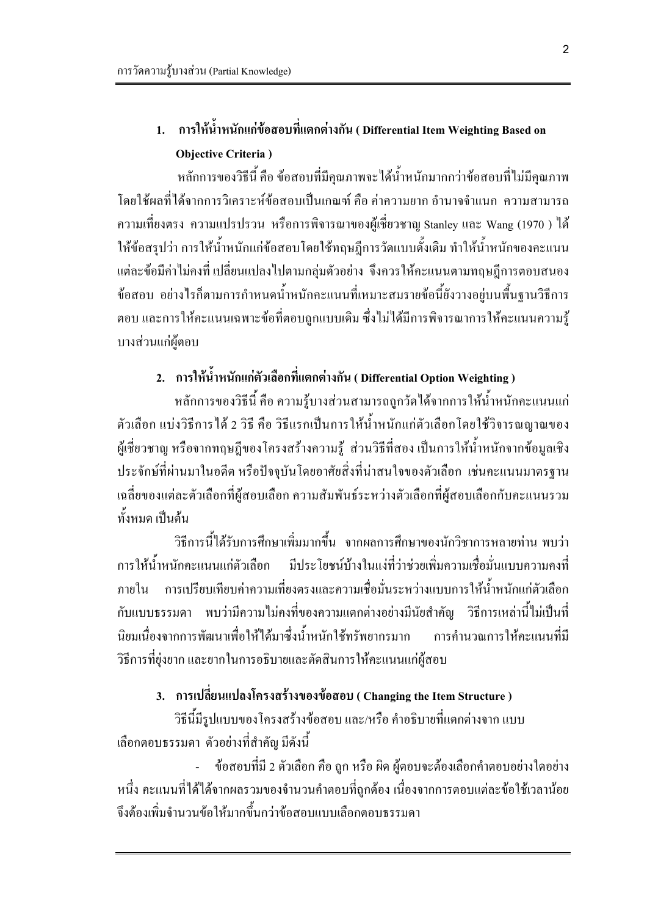## 1. การให้น้ำหนักแก่ข้อสอบที่แตกต่างกัน ( Differential Item Weighting Based on Objective Criteria )

หลักการของวิธีนี้ คือ ข้อสอบที่มีคุณภาพจะได้น้ำหนักมากกว่าข้อสอบที่ไม่มีคุณภาพ โดยใช้ผลที่ได้จากการวิเคราะห์ข้อสอบเป็นเกณฑ์ คือ ค่าความยาก อำนาจจำแนก ความสามารถ ความเที่ยงตรง ความแปรปรวน หรือการพิจารณาของผู้เชี่ยวชาญ Stanley และ Wang (1970 ) ได้ให้ข้อสรุปว่า การให้น้ำหนักแก่ข้อสอบโดยใช้ทฤษฎีการวัดแบบดั้งเดิม ทำให้น้ำหนักของคะแนนแต่ละข้อมีค่าไม่คงที่ เปลี่ยนแปลงไปตามกลุ่มตัวอย่าง จึงควรให้คะแนนตามทฤษฎีการตอบสนองข้อสอบ อย่างไรก็ตามการกำหนดน้ำหนักคะแนนที่เหมาะสมรายข้อนี้ยังวางอยู่บนพื้นฐานวิธีการตอบ และการให้คะแนนเฉพาะข้อที่ตอบถูกแบบเดิม ซึ่งไม่ได้มีการพิจารณาการให้คะแนนความรู้บางส่วนแก่ผู้ตอบ

## 2. การให้น้ำหนักแก่ตัวเลือกที่แตกต่างกัน ( Differential Option Weighting )

หลักการของวิธีนี้ คือ ความรู้บางส่วนสามารถถูกวัดได้จากการให้น้ำหนักคะแนนแก่ตัวเลือก แบ่งวิธีการได้ 2 วิธี คือ วิธีแรกเป็นการให้น้ำหนักแก่ตัวเลือกโดยใช้วิจารณญาณของผู้เชี่ยวชาญ หรือจากทฤษฎีของโครงสร้างความรู้ ส่วนวิธีที่สอง เป็นการให้น้ำหนักจากข้อมูลเชิงประจักษ์ที่ผ่านมาในอดีต หรือปัจจุบันโดยอาศัยสิ่งที่น่าสนใจของตัวเลือก เช่นคะแนนมาตรฐานเฉลี่ยของแต่ละตัวเลือกที่ผู้สอบเลือก ความสัมพันธ์ระหว่างตัวเลือกที่ผู้สอบเลือกกับคะแนนรวมทั้งหมด เป็นต้น

วิธีการนี้ได้รับการศึกษาเพิ่มมากขึ้น จากผลการศึกษาของนักวิชาการหลายท่าน พบว่าการให้น้ำหนักคะแนนแก่ตัวเลือก มีประโยชน์บ้างในแง่ที่ว่าช่วยเพิ่มความเชื่อมั่นแบบความคงที่ภายใน การเปรียบเทียบค่าความเที่ยงตรงและความเชื่อมั่นระหว่างแบบการให้น้ำหนักแก่ตัวเลือกกับแบบธรรมดา พบว่ามีความไม่คงที่ของความแตกต่างอย่างมีนัยสำคัญ วิธีการเหล่านี้ไม่เป็นที่นิยมเนื่องจากการพัฒนาเพื่อให้ได้มาซึ่งน้ำหนักใช้ทรัพยากรมาก การคำนวณการให้คะแนนที่มีวิธีการที่ยุ่งยาก และยากในการอธิบายและตัดสินการให้คะแนนแก่ผู้สอบ

## 3. การเปลี่ยนแปลงโครงสร้างของข้อสอบ ( Changing the Item Structure )

วิธีนี้มีรูปแบบของโครงสร้างข้อสอบ และ/หรือ คำอธิบายที่แตกต่างจาก แบบเลือกตอบธรรมดา ตัวอย่างที่สำคัญ มีดังนี้

- ข้อสอบที่มี 2 ตัวเลือก คือ ถูก หรือ ผิด ผู้ตอบจะต้องเลือกคำตอบอย่างใดอย่างหนึ่ง คะแนนที่ได้ได้จากผลรวมของจำนวนคำตอบที่ถูกต้อง เนื่องจากการตอบแต่ละข้อใช้เวลาน้อย จึงต้องเพิ่มจำนวนข้อให้มากขึ้นกว่าข้อสอบแบบเลือกตอบธรรมดา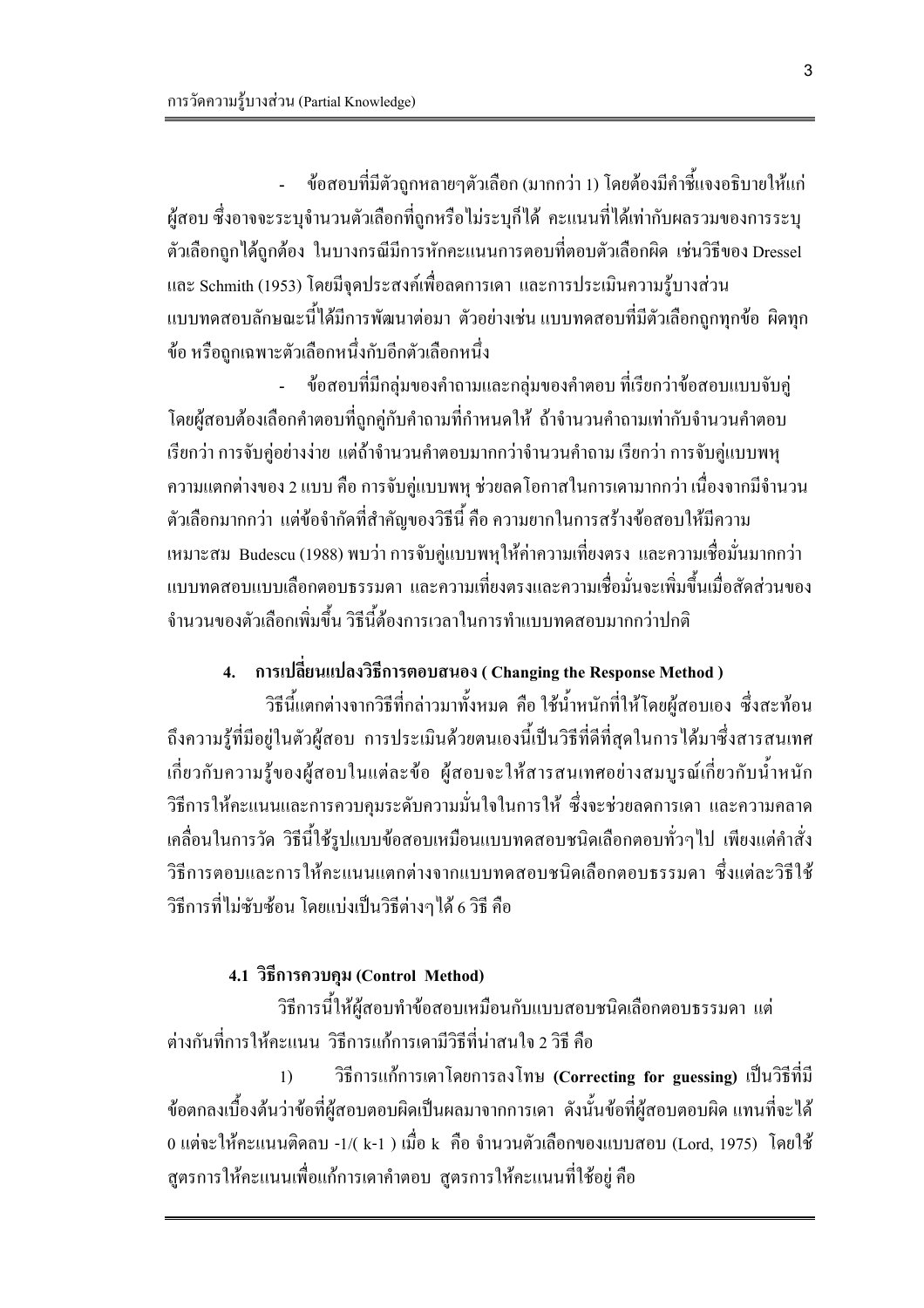- ข้อสอบที่มีตัวถูกหลายๆตัวเลือก (มากกว่า 1) โดยต้องมีคำชี้แจงอธิบายให้แก่ผู้สอบ ซึ่งอาจจะระบุจำนวนตัวเลือกที่ถูกหรือไม่ระบุก็ได้ คะแนนที่ได้เท่ากับผลรวมของการระบุตัวเลือกถูกได้ถูกต้อง ในบางกรณีมีการหักคะแนนการตอบที่ตอบตัวเลือกผิด เช่นวิธีของ Dressel และ Schmith (1953) โดยมีจุดประสงค์เพื่อลดการเดา และการประเมินความรู้บางส่วน แบบทดสอบลักษณะนี้ได้มีการพัฒนาต่อมา ตัวอย่างเช่น แบบทดสอบที่มีตัวเลือกถูกทุกข้อ ผิดทุกข้อ หรือถูกเฉพาะตัวเลือกหนึ่งกับอีกตัวเลือกหนึ่ง

- ข้อสอบที่มีกลุ่มของคำถามและกลุ่มของคำตอบ ที่เรียกว่าข้อสอบแบบจับคู่ โดยผู้สอบต้องเลือกคำตอบที่ถูกคู่กับคำถามที่กำหนดให้ ถ้าจำนวนคำถามเท่ากับจำนวนคำตอบ เรียกว่า การจับคู่อย่างง่าย แต่ถ้าจำนวนคำตอบมากกว่าจำนวนคำถาม เรียกว่า การจับคู่แบบพหุ ความแตกต่างของ 2 แบบ คือ การจับคู่แบบพหุ ช่วยลดโอกาสในการเดามากกว่า เนื่องจากมีจำนวนตัวเลือกมากกว่า แต่ข้อจำกัดที่สำคัญของวิธีนี้ คือ ความยากในการสร้างข้อสอบให้มีความเหมาะสม Budescu (1988) พบว่า การจับคู่แบบพหุให้ค่าความเที่ยงตรง และความเชื่อมั่นมากกว่าแบบทดสอบแบบเลือกตอบธรรมดา และความเที่ยงตรงและความเชื่อมั่นจะเพิ่มขึ้นเมื่อสัดส่วนของจำนวนของตัวเลือกเพิ่มขึ้น วิธีนี้ต้องการเวลาในการทำแบบทดสอบมากกว่าปกติ

## 4. การเปลี่ยนแปลงวิธีการตอบสนอง ( Changing the Response Method )

วิธีนี้แตกต่างจากวิธีที่กล่าวมาทั้งหมด คือ ใช้น้ำหนักที่ให้โดยผู้สอบเอง ซึ่งสะท้อนถึงความรู้ที่มีอยู่ในตัวผู้สอบ การประเมินด้วยตนเองนี้เป็นวิธีที่ดีที่สุดในการได้มาซึ่งสารสนเทศเกี่ยวกับความรู้ของผู้สอบในแต่ละข้อ ผู้สอบจะให้สารสนเทศอย่างสมบูรณ์เกี่ยวกับน้ำหนัก วิธีการให้คะแนนและการควบคุมระดับความมั่นใจในการให้ ซึ่งจะช่วยลดการเดา และความคลาดเคลื่อนในการวัด วิธีนี้ใช้รูปแบบข้อสอบเหมือนแบบทดสอบชนิดเลือกตอบทั่วๆไป เพียงแต่คำสั่งวิธีการตอบและการให้คะแนนแตกต่างจากแบบทดสอบชนิดเลือกตอบธรรมดา ซึ่งแต่ละวิธีใช้วิธีการที่ไม่ซับซ้อน โดยแบ่งเป็นวิธีต่างๆได้ 6 วิธี คือ

### 4.1 วิธีการควบคุม (Control Method)

วิธีการนี้ให้ผู้สอบทำข้อสอบเหมือนกับแบบสอบชนิดเลือกตอบธรรมดา แต่ต่างกันที่การให้คะแนน วิธีการแก้การเดามีวิธีที่น่าสนใจ 2 วิธี คือ

1) วิธีการแก้การเดาโดยการลงโทษ **(Correcting for guessing)** เป็นวิธีที่มีข้อตกลงเบื้องต้นว่าข้อที่ผู้สอบตอบผิดเป็นผลมาจากการเดา ดังนั้นข้อที่ผู้สอบตอบผิด แทนที่จะได้ 0 แต่จะให้คะแนนติดลบ $-1/(k-1)$ เมื่อ k คือ จำนวนตัวเลือกของแบบสอบ (Lord, 1975) โดยใช้สูตรการให้คะแนนเพื่อแก้การเดาคำตอบ สูตรการให้คะแนนที่ใช้อยู่ คือ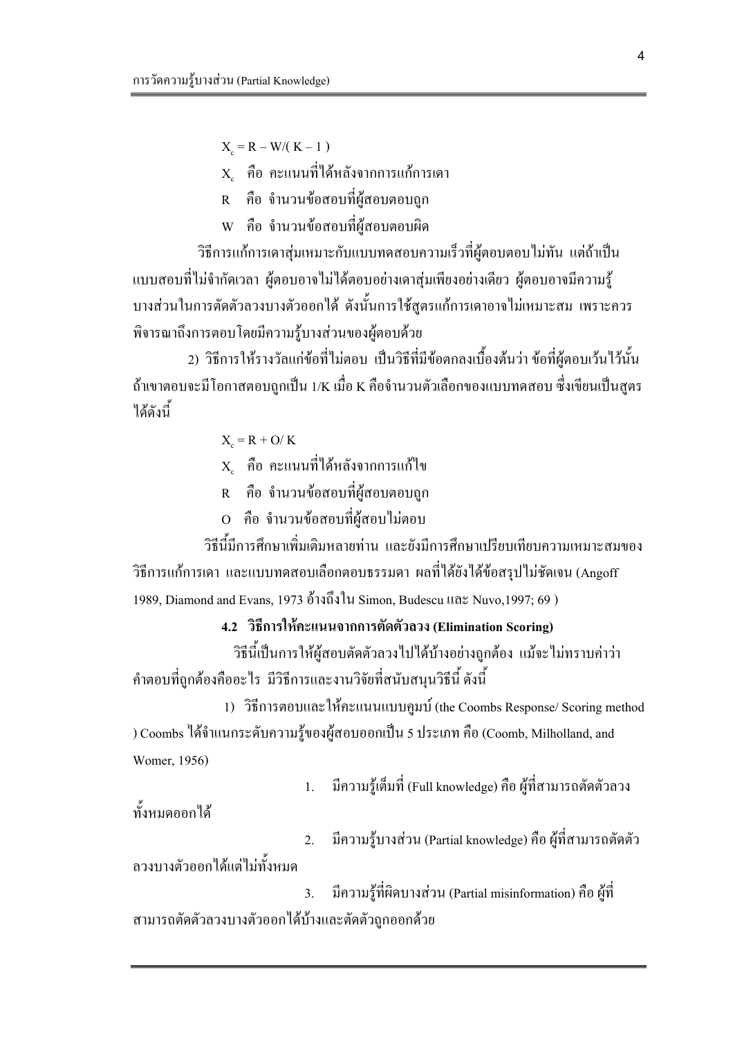$$X_c = R - W/(K - 1)$$

$X_c$ คือ คะแนนที่ได้หลังจากการแก้การเดา

R คือ จำนวนข้อสอบที่ผู้สอบตอบถูก

W คือ จำนวนข้อสอบที่ผู้สอบตอบผิด

วิธีการแก้การเดาสุ่มเหมาะกับแบบทดสอบความเร็วที่ผู้ตอบตอบไม่ทัน แต่ถ้าเป็นแบบสอบที่ไม่จำกัดเวลา ผู้ตอบอาจไม่ได้ตอบอย่างเดาสุ่มเพียงอย่างเดียว ผู้ตอบอาจมีความรู้บางส่วนในการตัดตัวลวงบางตัวออกได้ ดังนั้นการใช้สูตรแก้การเดาอาจไม่เหมาะสม เพราะควรพิจารณาถึงการตอบโดยมีความรู้บางส่วนของผู้ตอบด้วย

2) วิธีการให้รางวัลแก่ข้อที่ไม่ตอบ เป็นวิธีที่มีข้อตกลงเบื้องต้นว่า ข้อที่ผู้ตอบเว้นไว้นั้น ถ้าเขาตอบจะมีโอกาสตอบถูกเป็น 1/K เมื่อ K คือจำนวนตัวเลือกของแบบทดสอบ ซึ่งเขียนเป็นสูตรได้ดังนี้

$$X_c = R + O/K$$

$X_c$ คือ คะแนนที่ได้หลังจากการแก้ไข

R คือ จำนวนข้อสอบที่ผู้สอบตอบถูก

O คือ จำนวนข้อสอบที่ผู้สอบไม่ตอบ

วิธีนี้มีการศึกษาเพิ่มเติมหลายท่าน และยังมีการศึกษาเปรียบเทียบความเหมาะสมของวิธีการแก้การเดา และแบบทดสอบเลือกตอบธรรมดา ผลที่ได้ยังได้ข้อสรุปไม่ชัดเจน (Angoff 1989, Diamond and Evans, 1973 อ้างถึงใน Simon, Budescu และ Nuvo,1997; 69 )

**4.2 วิธีการให้คะแนนจากการตัดตัวลวง (Elimination Scoring)**

วิธีนี้เป็นการให้ผู้สอบตัดตัวลวงไปได้บ้างอย่างถูกต้อง แม้จะไม่ทราบค่าว่าคำตอบที่ถูกต้องคืออะไร มีวิธีการและงานวิจัยที่สนับสนุนวิธีนี้ ดังนี้

1) วิธีการตอบและให้คะแนนแบบคูมบ์ (the Coombs Response/ Scoring method ) Coombs ได้จำแนกระดับความรู้ของผู้สอบออกเป็น 5 ประเภท คือ (Coomb, Milholland, and Womer, 1956)

1. มีความรู้เต็มที่ (Full knowledge) คือ ผู้ที่สามารถตัดตัวลวงทั้งหมดออกได้
2. มีความรู้บางส่วน (Partial knowledge) คือ ผู้ที่สามารถตัดตัวลวงบางตัวออกได้แต่ไม่ทั้งหมด
3. มีความรู้ที่ผิดบางส่วน (Partial misinformation) คือ ผู้ที่สามารถตัดตัวลวงบางตัวออกได้บ้างและตัดตัวถูกออกด้วย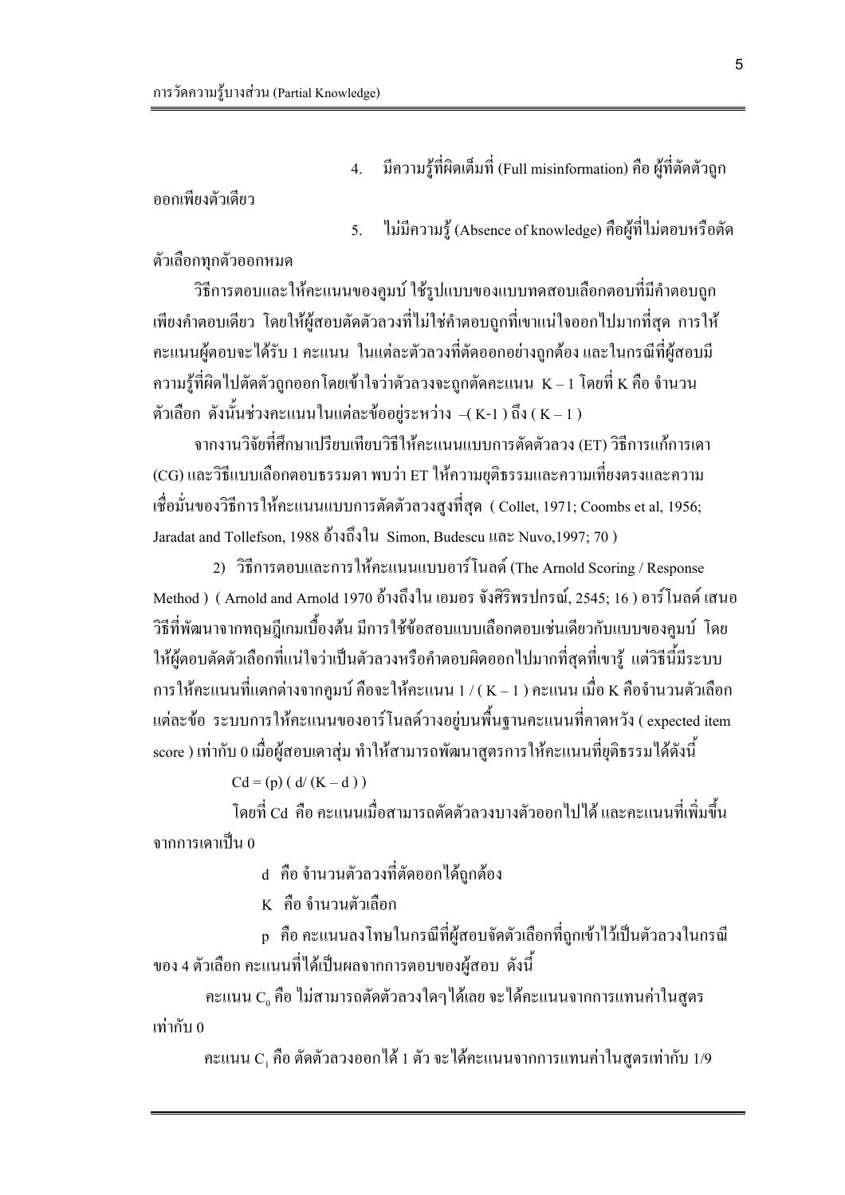4. มีความรู้ที่ผิดเต็มที่ (Full misinformation) คือ ผู้ที่ตัดตัวถูกออกเพียงตัวเดียว

5. ไม่มีความรู้ (Absence of knowledge) คือผู้ที่ไม่ตอบหรือตัดตัวเลือกทุกตัวออกหมด

วิธีการตอบและให้คะแนนของคูมบ์ ใช้รูปแบบของแบบทดสอบเลือกตอบที่มีคำตอบถูกเพียงคำตอบเดียว โดยให้ผู้สอบตัดตัวลวงที่ไม่ใช่คำตอบถูกที่เขาแน่ใจออกไปมากที่สุด การให้คะแนนผู้ตอบจะได้รับ 1 คะแนน ในแต่ละตัวลวงที่ตัดออกอย่างถูกต้อง และในกรณีที่ผู้สอบมีความรู้ที่ผิดไปตัดตัวถูกออกโดยเข้าใจว่าตัวลวงจะถูกตัดคะแนน $K – 1$ โดยที่ K คือ จำนวนตัวเลือก ดังนั้นช่วงคะแนนในแต่ละข้ออยู่ระหว่าง $-(K-1)$ ถึง $(K – 1)$

จากงานวิจัยที่ศึกษาเปรียบเทียบวิธีให้คะแนนแบบการตัดตัวลวง (ET) วิธีการแก้การเดา (CG) และวิธีแบบเลือกตอบธรรมดา พบว่า ET ให้ความยุติธรรมและความเที่ยงตรงและความเชื่อมั่นของวิธีการให้คะแนนแบบการตัดตัวลวงสูงที่สุด ( Collet, 1971; Coombs et al, 1956; Jaradat and Tollefson, 1988 อ้างถึงใน Simon, Budescu และ Nuvo,1997; 70 )

2) วิธีการตอบและการให้คะแนนแบบอาร์โนลด์ (The Arnold Scoring / Response Method ) ( Arnold and Arnold 1970 อ้างถึงใน เอมอร จังศิริพรปกรณ์, 2545; 16 ) อาร์โนลด์ เสนอวิธีที่พัฒนาจากทฤษฎีเกมเบื้องต้น มีการใช้ข้อสอบแบบเลือกตอบเช่นเดียวกับแบบของคูมบ์ โดยให้ผู้ตอบตัดตัวเลือกที่แน่ใจว่าเป็นตัวลวงหรือคำตอบผิดออกไปมากที่สุดที่เขารู้ แต่วิธีนี้มีระบบการให้คะแนนที่แตกต่างจากคูมบ์ คือจะให้คะแนน $1 / ( K – 1 )$ คะแนน เมื่อ K คือจำนวนตัวเลือกแต่ละข้อ ระบบการให้คะแนนของอาร์โนลด์วางอยู่บนพื้นฐานคะแนนที่คาดหวัง ( expected item score ) เท่ากับ 0 เมื่อผู้สอบเดาสุ่ม ทำให้สามารถพัฒนาสูตรการให้คะแนนที่ยุติธรรมได้ดังนี้

$$Cd = (p) ( d/ (K – d ) )$$

โดยที่ Cd คือ คะแนนเมื่อสามารถตัดตัวลวงบางตัวออกไปได้ และคะแนนที่เพิ่มขึ้นจากการเดาเป็น 0

d คือ จำนวนตัวลวงที่ตัดออกได้ถูกต้อง

K คือ จำนวนตัวเลือก

p คือ คะแนนลงโทษในกรณีที่ผู้สอบจัดตัวเลือกที่ถูกเข้าไว้เป็นตัวลวงในกรณีของ 4 ตัวเลือก คะแนนที่ได้เป็นผลจากการตอบของผู้สอบ ดังนี้

คะแนน $C_0$ คือ ไม่สามารถตัดตัวลวงใดๆได้เลย จะได้คะแนนจากการแทนค่าในสูตรเท่ากับ 0

คะแนน $C_1$ คือ ตัดตัวลวงออกได้ 1 ตัว จะได้คะแนนจากการแทนค่าในสูตรเท่ากับ 1/9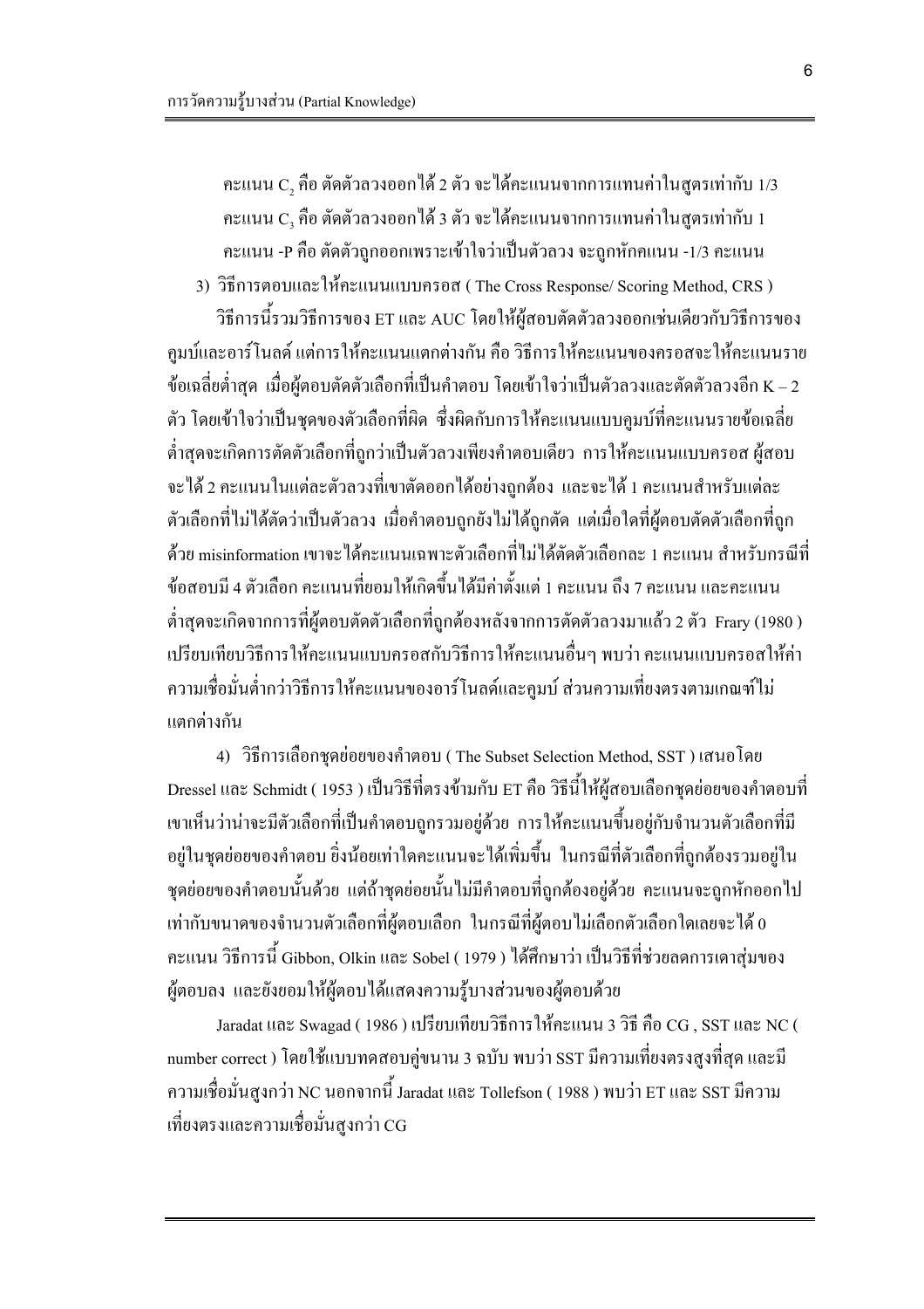คะแนน $C_2$ คือ ตัดตัวลวงออกได้ 2 ตัว จะได้คะแนนจากการแทนค่าในสูตรเท่ากับ 1/3

คะแนน $C_3$ คือ ตัดตัวลวงออกได้ 3 ตัว จะได้คะแนนจากการแทนค่าในสูตรเท่ากับ 1

คะแนน -P คือ ตัดตัวถูกออกเพราะเข้าใจว่าเป็นตัวลวง จะถูกหักคแนน -1/3 คะแนน

3) วิธีการตอบและให้คะแนนแบบครอส ( The Cross Response/ Scoring Method, CRS )

วิธีการนี้รวมวิธีการของ ET และ AUC โดยให้ผู้สอบตัดตัวลวงออกเช่นเดียวกับวิธีการของคูมบ์และอาร์โนลด์ แต่การให้คะแนนแตกต่างกัน คือ วิธีการให้คะแนนของครอสจะให้คะแนนรายข้อเฉลี่ยต่ำสุด เมื่อผู้ตอบตัดตัวเลือกที่เป็นคำตอบ โดยเข้าใจว่าเป็นตัวลวงและตัดตัวลวงอีก $K - 2$ ตัว โดยเข้าใจว่าเป็นชุดของตัวเลือกที่ผิด ซึ่งผิดกับการให้คะแนนแบบคูมบ์ที่คะแนนรายข้อเฉลี่ยต่ำสุดจะเกิดการตัดตัวเลือกที่ถูกว่าเป็นตัวลวงเพียงคำตอบเดียว การให้คะแนนแบบครอส ผู้สอบจะได้ 2 คะแนนในแต่ละตัวลวงที่เขาตัดออกได้อย่างถูกต้อง และจะได้ 1 คะแนนสำหรับแต่ละตัวเลือกที่ไม่ได้ตัดว่าเป็นตัวลวง เมื่อคำตอบถูกยังไม่ได้ถูกตัด แต่เมื่อใดที่ผู้ตอบตัดตัวเลือกที่ถูกด้วย misinformation เขาจะได้คะแนนเฉพาะตัวเลือกที่ไม่ได้ตัดตัวเลือกละ 1 คะแนน สำหรับกรณีที่ข้อสอบมี 4 ตัวเลือก คะแนนที่ยอมให้เกิดขึ้นได้มีค่าตั้งแต่ 1 คะแนน ถึง 7 คะแนน และคะแนนต่ำสุดจะเกิดจากการที่ผู้ตอบตัดตัวเลือกที่ถูกต้องหลังจากการตัดตัวลวงมาแล้ว 2 ตัว Frary (1980 ) เปรียบเทียบวิธีการให้คะแนนแบบครอสกับวิธีการให้คะแนนอื่นๆ พบว่า คะแนนแบบครอสให้ค่าความเชื่อมั่นต่ำกว่าวิธีการให้คะแนนของอาร์โนลด์และคูมบ์ ส่วนความเที่ยงตรงตามเกณฑ์ไม่แตกต่างกัน

4) วิธีการเลือกชุดย่อยของคำตอบ ( The Subset Selection Method, SST ) เสนอโดย Dressel และ Schmidt ( 1953 ) เป็นวิธีที่ตรงข้ามกับ ET คือ วิธีนี้ให้ผู้สอบเลือกชุดย่อยของคำตอบที่เขาเห็นว่าน่าจะมีตัวเลือกที่เป็นคำตอบถูกรวมอยู่ด้วย การให้คะแนนขึ้นอยู่กับจำนวนตัวเลือกที่มีอยู่ในชุดย่อยของคำตอบ ยิ่งน้อยเท่าใดคะแนนจะได้เพิ่มขึ้น ในกรณีที่ตัวเลือกที่ถูกต้องรวมอยู่ในชุดย่อยของคำตอบนั้นด้วย แต่ถ้าชุดย่อยนั้นไม่มีคำตอบที่ถูกต้องอยู่ด้วย คะแนนจะถูกหักออกไปเท่ากับขนาดของจำนวนตัวเลือกที่ผู้ตอบเลือก ในกรณีที่ผู้ตอบไม่เลือกตัวเลือกใดเลยจะได้ 0 คะแนน วิธีการนี้ Gibbon, Olkin และ Sobel ( 1979 ) ได้ศึกษาว่า เป็นวิธีที่ช่วยลดการเดาสุ่มของผู้ตอบลง และยังยอมให้ผู้ตอบได้แสดงความรู้บางส่วนของผู้ตอบด้วย

Jaradat และ Swagad ( 1986 ) เปรียบเทียบวิธีการให้คะแนน 3 วิธี คือ CG , SST และ NC ( number correct ) โดยใช้แบบทดสอบคู่ขนาน 3 ฉบับ พบว่า SST มีความเที่ยงตรงสูงที่สุด และมีความเชื่อมั่นสูงกว่า NC นอกจากนี้ Jaradat และ Tollefson ( 1988 ) พบว่า ET และ SST มีความเที่ยงตรงและความเชื่อมั่นสูงกว่า CG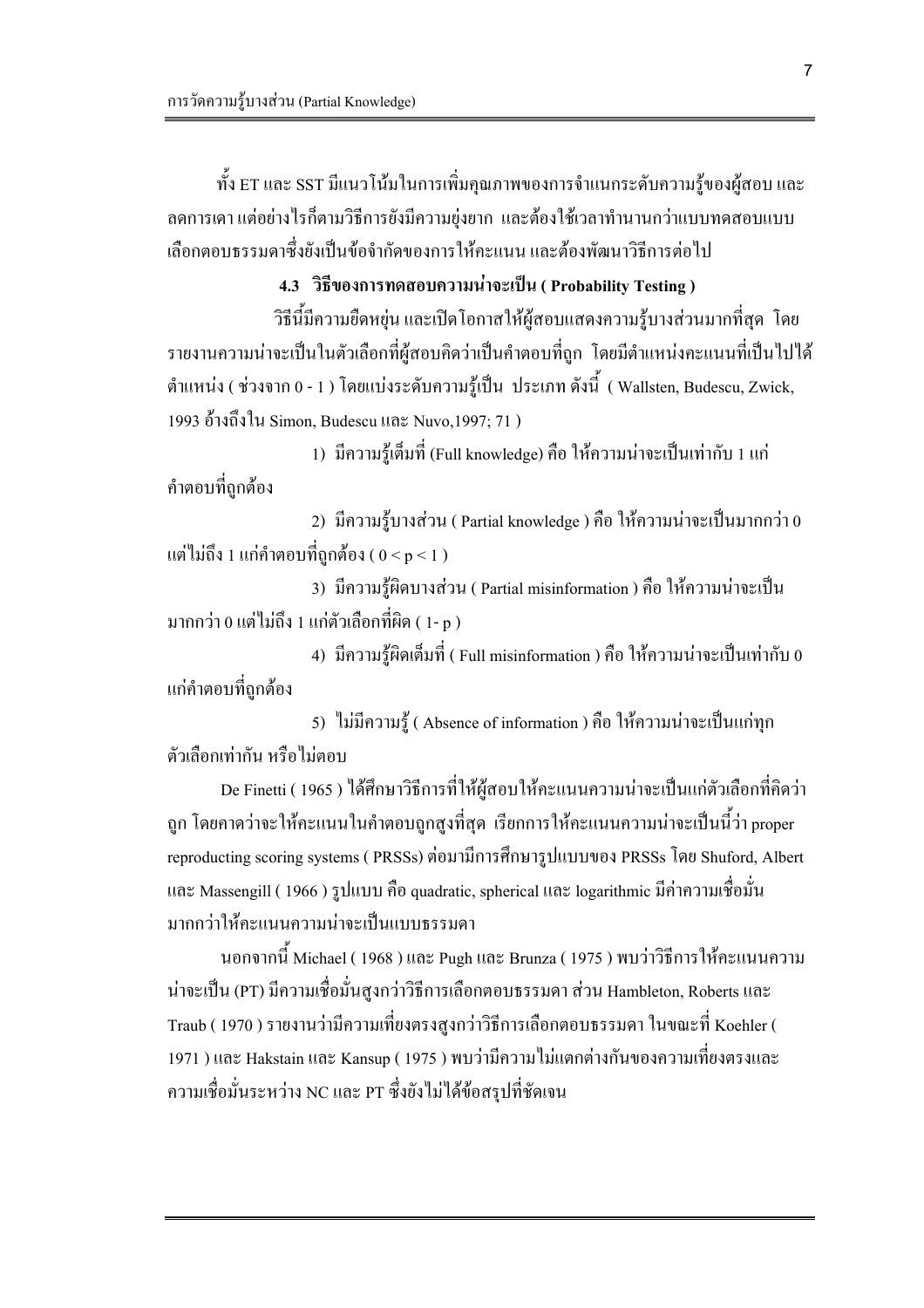ทั้ง ET และ SST มีแนวโน้มในการเพิ่มคุณภาพของการจำแนกระดับความรู้ของผู้สอบ และลดการเดา แต่อย่างไรก็ตามวิธีการยังมีความยุ่งยาก และต้องใช้เวลาทำนานกว่าแบบทดสอบแบบเลือกตอบธรรมดาซึ่งยังเป็นข้อจำกัดของการให้คะแนน และต้องพัฒนาวิธีการต่อไป

### 4.3 วิธีของการทดสอบความน่าจะเป็น ( Probability Testing )

วิธีนี้มีความยืดหยุ่น และเปิดโอกาสให้ผู้สอบแสดงความรู้บางส่วนมากที่สุด โดยรายงานความน่าจะเป็นในตัวเลือกที่ผู้สอบคิดว่าเป็นคำตอบที่ถูก โดยมีตำแหน่งคะแนนที่เป็นไปได้ตำแหน่ง ( ช่วงจาก 0 - 1 ) โดยแบ่งระดับความรู้เป็น ประเภท ดังนี้ ( Wallsten, Budescu, Zwick, 1993 อ้างถึงใน Simon, Budescu และ Nuvo,1997; 71 )

1) มีความรู้เต็มที่ (Full knowledge) คือ ให้ความน่าจะเป็นเท่ากับ 1 แก่คำตอบที่ถูกต้อง

2) มีความรู้บางส่วน ( Partial knowledge ) คือ ให้ความน่าจะเป็นมากกว่า 0 แต่ไม่ถึง 1 แก่คำตอบที่ถูกต้อง ( $0 < p < 1$ )

3) มีความรู้ผิดบางส่วน ( Partial misinformation ) คือ ให้ความน่าจะเป็นมากกว่า 0 แต่ไม่ถึง 1 แก่ตัวเลือกที่ผิด ( $1- p$ )

4) มีความรู้ผิดเต็มที่ ( Full misinformation ) คือ ให้ความน่าจะเป็นเท่ากับ 0 แก่คำตอบที่ถูกต้อง

5) ไม่มีความรู้ ( Absence of information ) คือ ให้ความน่าจะเป็นแก่ทุกตัวเลือกเท่ากัน หรือไม่ตอบ

De Finetti ( 1965 ) ได้ศึกษาวิธีการที่ให้ผู้สอบให้คะแนนความน่าจะเป็นแก่ตัวเลือกที่คิดว่าถูก โดยคาดว่าจะให้คะแนนในคำตอบถูกสูงที่สุด เรียกการให้คะแนนความน่าจะเป็นนี้ว่า proper reproducting scoring systems ( PRSSs) ต่อมามีการศึกษารูปแบบของ PRSSs โดย Shuford, Albert และ Massengill ( 1966 ) รูปแบบ คือ quadratic, spherical และ logarithmic มีค่าความเชื่อมั่นมากกว่าให้คะแนนความน่าจะเป็นแบบธรรมดา

นอกจากนี้ Michael ( 1968 ) และ Pugh และ Brunza ( 1975 ) พบว่าวิธีการให้คะแนนความน่าจะเป็น (PT) มีความเชื่อมั่นสูงกว่าวิธีการเลือกตอบธรรมดา ส่วน Hambleton, Roberts และ Traub ( 1970 ) รายงานว่ามีความเที่ยงตรงสูงกว่าวิธีการเลือกตอบธรรมดา ในขณะที่ Koehler ( 1971 ) และ Hakstain และ Kansup ( 1975 ) พบว่ามีความไม่แตกต่างกันของความเที่ยงตรงและความเชื่อมั่นระหว่าง NC และ PT ซึ่งยังไม่ได้ข้อสรุปที่ชัดเจน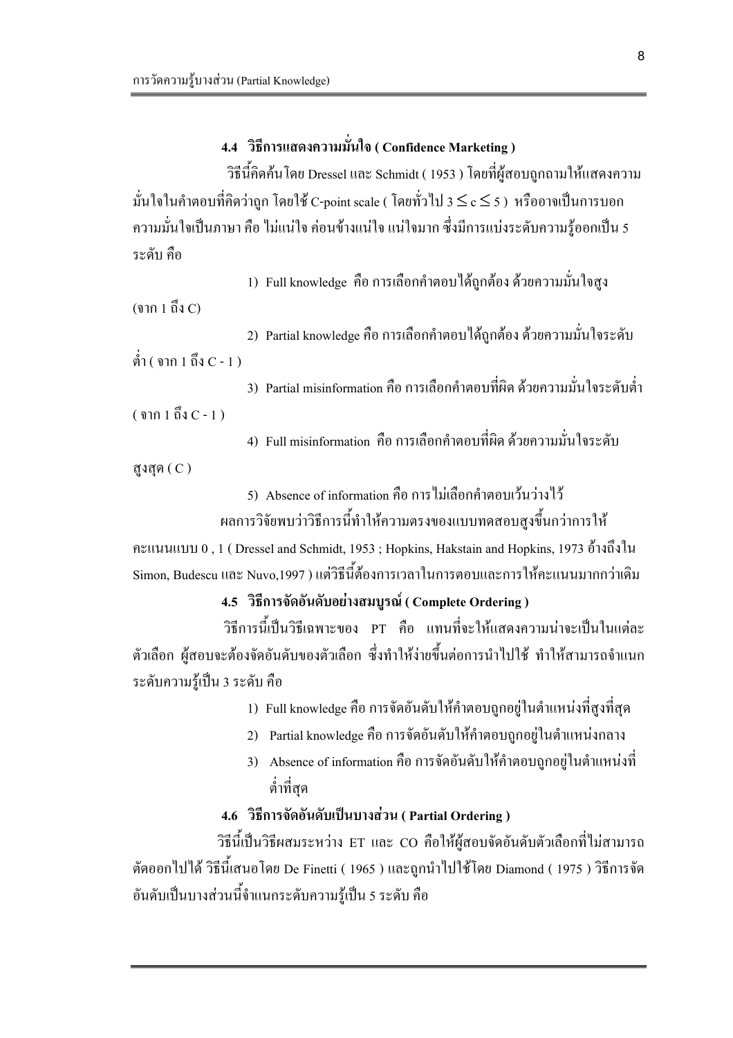### 4.4 วิธีการแสดงความมั่นใจ ( Confidence Marketing )

วิธีนี้คิดค้นโดย Dressel และ Schmidt ( 1953 ) โดยที่ผู้สอบถูกถามให้แสดงความมั่นใจในคำตอบที่คิดว่าถูก โดยใช้ C-point scale ( โดยทั่วไป $3 \leq c \leq 5$ ) หรืออาจเป็นการบอกความมั่นใจเป็นภาษา คือ ไม่แน่ใจ ค่อนข้างแน่ใจ แน่ใจมาก ซึ่งมีการแบ่งระดับความรู้ออกเป็น 5 ระดับ คือ

1) Full knowledge คือ การเลือกคำตอบได้ถูกต้อง ด้วยความมั่นใจสูง (จาก 1 ถึง C)

2) Partial knowledge คือ การเลือกคำตอบได้ถูกต้อง ด้วยความมั่นใจระดับต่ำ ( จาก 1 ถึง C - 1 )

3) Partial misinformation คือ การเลือกคำตอบที่ผิด ด้วยความมั่นใจระดับต่ำ ( จาก 1 ถึง C - 1 )

4) Full misinformation คือ การเลือกคำตอบที่ผิด ด้วยความมั่นใจระดับสูงสุด ( C )

5) Absence of information คือ การไม่เลือกคำตอบเว้นว่างไว้

ผลการวิจัยพบว่าวิธีการนี้ทำให้ความตรงของแบบทดสอบสูงขึ้นกว่าการให้คะแนนแบบ 0 , 1 ( Dressel and Schmidt, 1953 ; Hopkins, Hakstain and Hopkins, 1973 อ้างถึงใน Simon, Budescu และ Nuvo,1997 ) แต่วิธีนี้ต้องการเวลาในการตอบและการให้คะแนนมากกว่าเดิม

### 4.5 วิธีการจัดอันดับอย่างสมบูรณ์ ( Complete Ordering )

วิธีการนี้เป็นวิธีเฉพาะของ PT คือ แทนที่จะให้แสดงความน่าจะเป็นในแต่ละตัวเลือก ผู้สอบจะต้องจัดอันดับของตัวเลือก ซึ่งทำให้ง่ายขึ้นต่อการนำไปใช้ ทำให้สามารถจำแนกระดับความรู้เป็น 3 ระดับ คือ

1) Full knowledge คือ การจัดอันดับให้คำตอบถูกอยู่ในตำแหน่งที่สูงที่สุด
2) Partial knowledge คือ การจัดอันดับให้คำตอบถูกอยู่ในตำแหน่งกลาง
3) Absence of information คือ การจัดอันดับให้คำตอบถูกอยู่ในตำแหน่งที่ต่ำที่สุด

### 4.6 วิธีการจัดอันดับเป็นบางส่วน ( Partial Ordering )

วิธีนี้เป็นวิธีผสมระหว่าง ET และ CO คือให้ผู้สอบจัดอันดับตัวเลือกที่ไม่สามารถตัดออกไปได้ วิธีนี้เสนอโดย De Finetti ( 1965 ) และถูกนำไปใช้โดย Diamond ( 1975 ) วิธีการจัดอันดับเป็นบางส่วนนี้จำแนกระดับความรู้เป็น 5 ระดับ คือ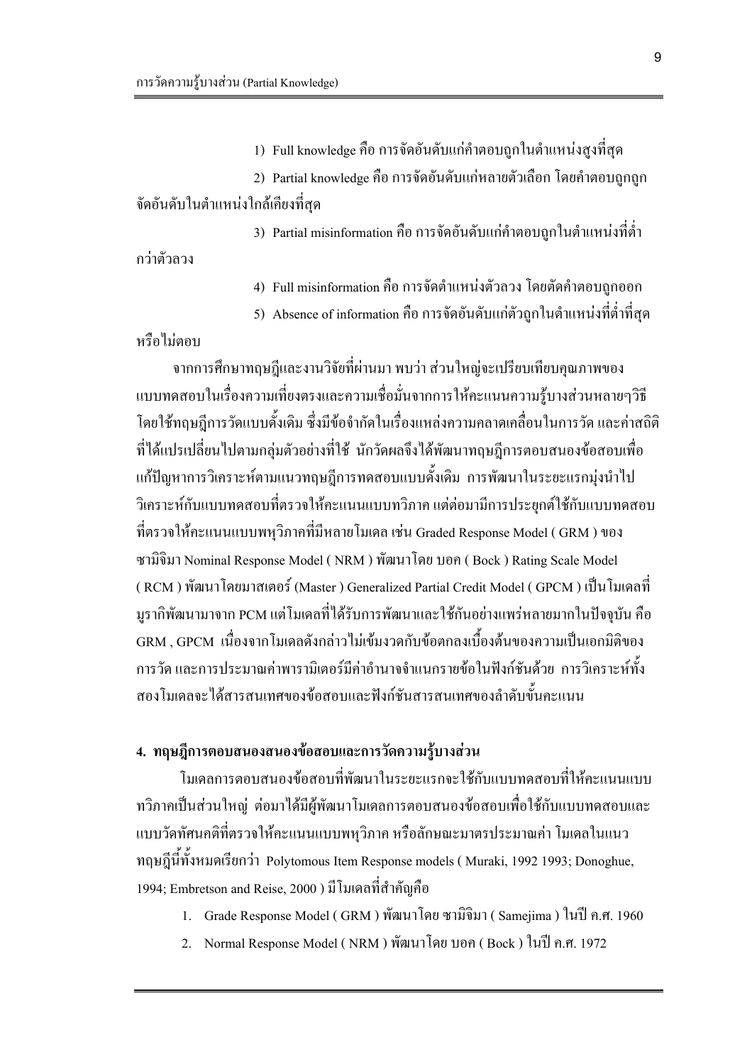1) Full knowledge คือ การจัดอันดับแก่คำตอบถูกในตำแหน่งสูงที่สุด

2) Partial knowledge คือ การจัดอันดับแก่หลายตัวเลือก โดยคำตอบถูกถูกจัดอันดับในตำแหน่งใกล้เคียงที่สุด

3) Partial misinformation คือ การจัดอันดับแก่คำตอบถูกในตำแหน่งที่ต่ำกว่าตัวลวง

4) Full misinformation คือ การจัดตำแหน่งตัวลวง โดยตัดคำตอบถูกออก

5) Absence of information คือ การจัดอันดับแก่ตัวถูกในตำแหน่งที่ต่ำที่สุดหรือไม่ตอบ

จากการศึกษาทฤษฎีและงานวิจัยที่ผ่านมา พบว่า ส่วนใหญ่จะเปรียบเทียบคุณภาพของแบบทดสอบในเรื่องความเที่ยงตรงและความเชื่อมั่นจากการให้คะแนนความรู้บางส่วนหลายๆวิธี โดยใช้ทฤษฎีการวัดแบบดั้งเดิม ซึ่งมีข้อจำกัดในเรื่องแหล่งความคลาดเคลื่อนในการวัด และค่าสถิติที่ได้แปรเปลี่ยนไปตามกลุ่มตัวอย่างที่ใช้ นักวัดผลจึงได้พัฒนาทฤษฎีการตอบสนองข้อสอบเพื่อแก้ปัญหาการวิเคราะห์ตามแนวทฤษฎีการทดสอบแบบดั้งเดิม การพัฒนาในระยะแรกมุ่งนำไปวิเคราะห์กับแบบทดสอบที่ตรวจให้คะแนนแบบทวิภาค แต่ต่อมามีการประยุกต์ใช้กับแบบทดสอบที่ตรวจให้คะแนนแบบพหุวิภาคที่มีหลายโมเดล เช่น Graded Response Model ( GRM ) ของซามิจิมา Nominal Response Model ( NRM ) พัฒนาโดย บอค ( Bock ) Rating Scale Model ( RCM ) พัฒนาโดยมาสเตอร์ (Master ) Generalized Partial Credit Model ( GPCM ) เป็นโมเดลที่มีรากพัฒนามาจาก PCM แต่โมเดลที่ได้รับการพัฒนาและใช้กันอย่างแพร่หลายมากในปัจจุบัน คือ GRM , GPCM เนื่องจากโมเดลดังกล่าวไม่เข้มงวดกับข้อตกลงเบื้องต้นของความเป็นเอกมิติของการวัด และการประมาณค่าพารามิเตอร์มีค่าอำนาจจำแนกรายข้อในฟังก์ชันด้วย การวิเคราะห์ทั้งสองโมเดลจะได้สารสนเทศของข้อสอบและฟังก์ชันสารสนเทศของลำดับขั้นคะแนน

## 4. ทฤษฎีการตอบสนองสนองข้อสอบและการวัดความรู้บางส่วน

โมเดลการตอบสนองข้อสอบที่พัฒนาในระยะแรกจะใช้กับแบบทดสอบที่ให้คะแนนแบบทวิภาคเป็นส่วนใหญ่ ต่อมาได้มีผู้พัฒนาโมเดลการตอบสนองข้อสอบเพื่อใช้กับแบบทดสอบและแบบวัดทัศนคติที่ตรวจให้คะแนนแบบพหุวิภาค หรือลักษณะมาตรประมาณค่า โมเดลในแนวทฤษฎีนี้ทั้งหมดเรียกว่า Polytomous Item Response models ( Muraki, 1992 1993; Donoghue, 1994; Embretson and Reise, 2000 ) มีโมเดลที่สำคัญคือ

1. Grade Response Model ( GRM ) พัฒนาโดย ซามิจิมา ( Samejima ) ในปี ค.ศ. 1960
2. Normal Response Model ( NRM ) พัฒนาโดย บอค ( Bock ) ในปี ค.ศ. 1972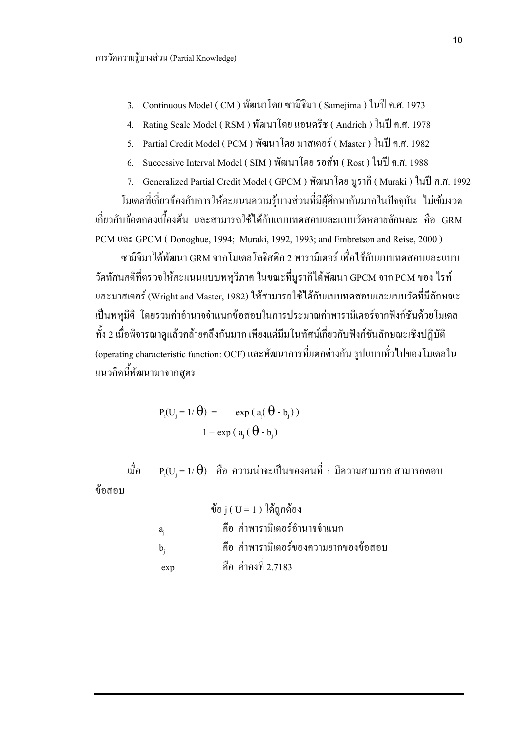3. Continuous Model ( CM ) พัฒนาโดย ซามิจิมา ( Samejima ) ในปี ค.ศ. 1973
4. Rating Scale Model ( RSM ) พัฒนาโดย แอนดริช ( Andrich ) ในปี ค.ศ. 1978
5. Partial Credit Model ( PCM ) พัฒนาโดย มาสเตอร์ ( Master ) ในปี ค.ศ. 1982
6. Successive Interval Model ( SIM ) พัฒนาโดย รอส์ท ( Rost ) ในปี ค.ศ. 1988
7. Generalized Partial Credit Model ( GPCM ) พัฒนาโดย มูรากิ ( Muraki ) ในปี ค.ศ. 1992

โมเดลที่เกี่ยวข้องกับการให้คะแนนความรู้บางส่วนที่มีผู้ศึกษากันมากในปัจจุบัน ไม่เข้มงวดเกี่ยวกับข้อตกลงเบื้องต้น และสามารถใช้ได้กับแบบทดสอบและแบบวัดหลายลักษณะ คือ GRM PCM และ GPCM ( Donoghue, 1994; Muraki, 1992, 1993; and Embretson and Reise, 2000 )

ซามิจิมาได้พัฒนา GRM จากโมเดลโลจิสติก 2 พารามิเตอร์ เพื่อใช้กับแบบทดสอบและแบบวัดทัศนคติที่ตรวจให้คะแนนแบบพหุวิภาค ในขณะที่มูรากิได้พัฒนา GPCM จาก PCM ของ ไรท์และมาสเตอร์ (Wright and Master, 1982) ให้สามารถใช้ได้กับแบบทดสอบและแบบวัดที่มีลักษณะเป็นพหุมิติ โดยรวมค่าอำนาจจำแนกข้อสอบในการประมาณค่าพารามิเตอร์จากฟังก์ชันด้วยโมเดลทั้ง 2 เมื่อพิจารณาดูแล้วคล้ายคลึงกันมาก เพียงแต่มีมโนทัศน์เกี่ยวกับฟังก์ชันลักษณะเชิงปฏิบัติ (operating characteristic function: OCF) และพัฒนาการที่แตกต่างกัน รูปแบบทั่วไปของโมเดลในแนวคิดนี้พัฒนามาจากสูตร

$$P_i(U_j = 1/\theta) = \frac{\exp(a_j(\theta - b_j))}{1 + \exp(a_j(\theta - b_j))}$$

เมื่อ $P_i(U_j = 1/\theta)$ คือ ความน่าจะเป็นของคนที่ i มีความสามารถ สามารถตอบข้อสอบ

ข้อ j ( U = 1 ) ได้ถูกต้อง

$a_j$ คือ ค่าพารามิเตอร์อำนาจจำแนก

$b_j$ คือ ค่าพารามิเตอร์ของความยากของข้อสอบ

exp คือ ค่าคงที่ 2.7183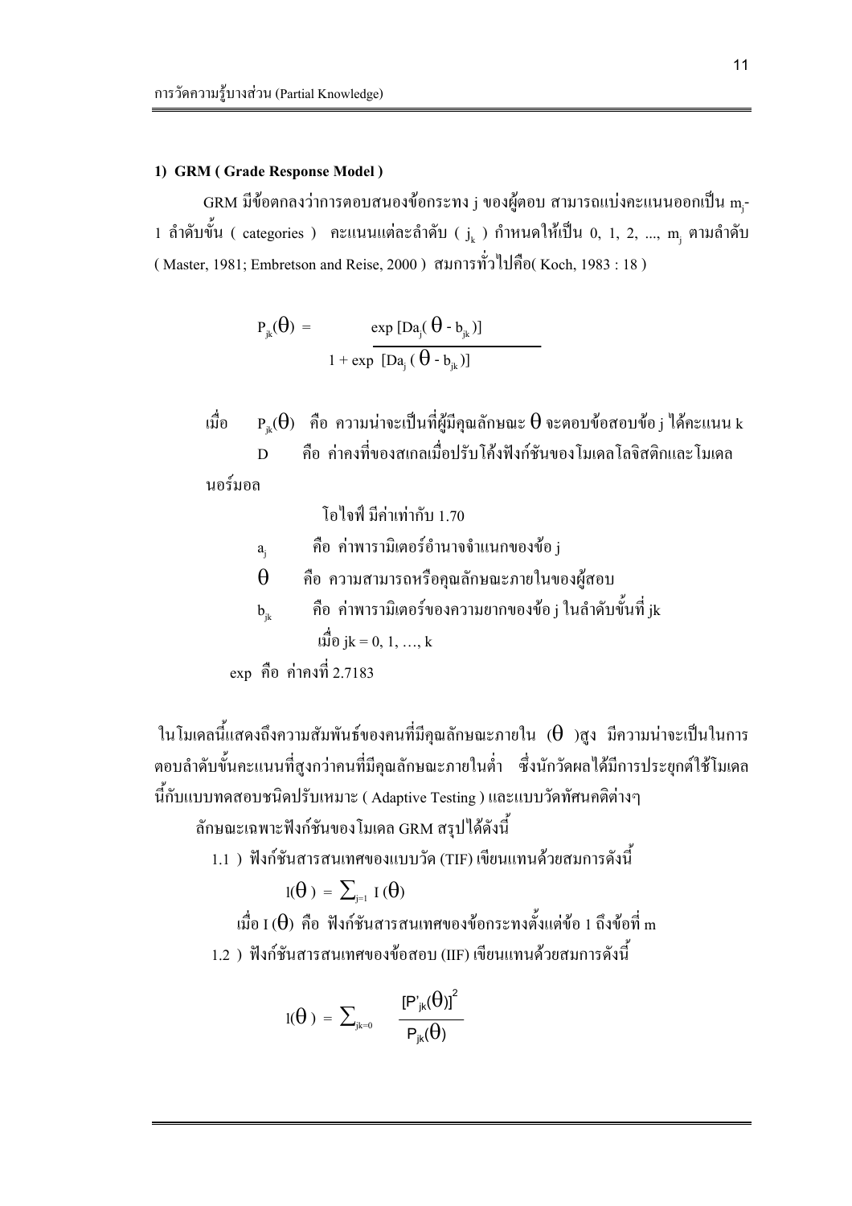### 1) GRM ( Grade Response Model )

GRM มีข้อตกลงว่าการตอบสนองข้อกระทง j ของผู้ตอบ สามารถแบ่งคะแนนออกเป็น $m_j$-1 ลำดับขั้น ( categories ) คะแนนแต่ละลำดับ ( $j_k$ ) กำหนดให้เป็น 0, 1, 2, ..., $m_j$ ตามลำดับ ( Master, 1981; Embretson and Reise, 2000 ) สมการทั่วไปคือ( Koch, 1983 : 18 )

$$P_{jk}(\theta) = \frac{\exp [Da_j(\theta - b_{jk})]}{1 + \exp [Da_j(\theta - b_{jk})]}$$

เมื่อ $P_{jk}(\theta)$ คือ ความน่าจะเป็นที่ผู้มีคุณลักษณะ $\theta$ จะตอบข้อสอบข้อ j ได้คะแนน k

D คือ ค่าคงที่ของสเกลเมื่อปรับโค้งฟังก์ชันของโมเดลโลจิสติกและโมเดลนอร์มอล

โอไจฟ์ มีค่าเท่ากับ 1.70

$a_j$ คือ ค่าพารามิเตอร์อำนาจจำแนกของข้อ j

$\theta$ คือ ความสามารถหรือคุณลักษณะภายในของผู้สอบ

$b_{jk}$ คือ ค่าพารามิเตอร์ของความยากของข้อ j ในลำดับขั้นที่ jk

เมื่อ jk = 0, 1, …, k

exp คือ ค่าคงที่ 2.7183

ในโมเดลนี้แสดงถึงความสัมพันธ์ของคนที่มีคุณลักษณะภายใน ($\theta$)สูง มีความน่าจะเป็นในการตอบลำดับขั้นคะแนนที่สูงกว่าคนที่มีคุณลักษณะภายในต่ำ ซึ่งนักวัดผลได้มีการประยุกต์ใช้โมเดลนี้กับแบบทดสอบชนิดปรับเหมาะ ( Adaptive Testing ) และแบบวัดทัศนคติต่างๆ

ลักษณะเฉพาะฟังก์ชันของโมเดล GRM สรุปได้ดังนี้

1.1 ) ฟังก์ชันสารสนเทศของแบบวัด (TIF) เขียนแทนด้วยสมการดังนี้

$$I(\theta) = \sum_{j=1} I(\theta)$$

เมื่อ $I(\theta)$ คือ ฟังก์ชันสารสนเทศของข้อกระทงตั้งแต่ข้อ 1 ถึงข้อที่ m

1.2 ) ฟังก์ชันสารสนเทศของข้อสอบ (IIF) เขียนแทนด้วยสมการดังนี้

$$I(\theta) = \sum_{jk=0} \frac{[P'_{jk}(\theta)]^2}{P_{jk}(\theta)}$$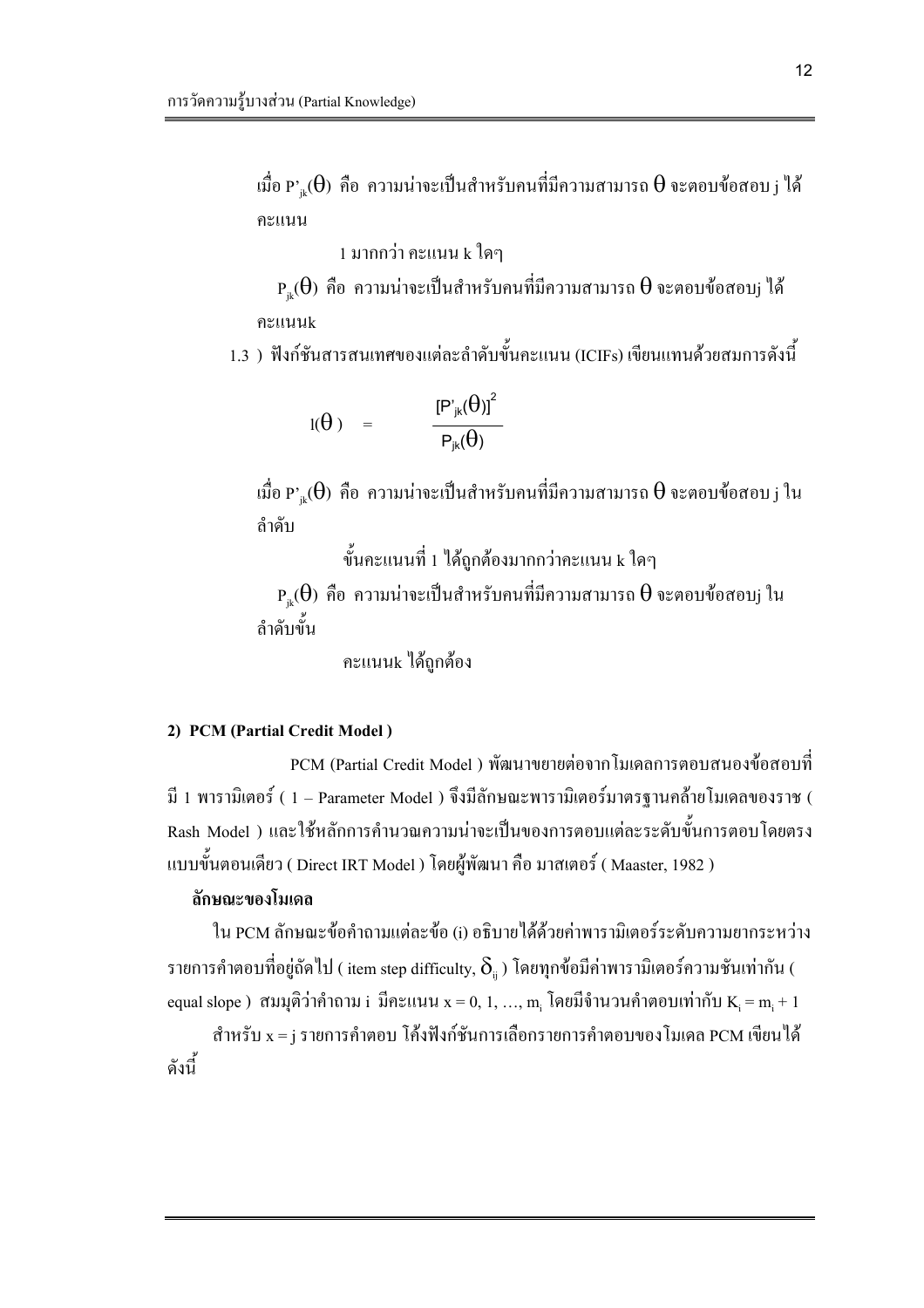เมื่อ $P'_{jk}(\theta)$ คือ ความน่าจะเป็นสำหรับคนที่มีความสามารถ $\theta$ จะตอบข้อสอบ j ได้คะแนน

1 มากกว่า คะแนน k ใดๆ

$P_{jk}(\theta)$ คือ ความน่าจะเป็นสำหรับคนที่มีความสามารถ $\theta$ จะตอบข้อสอบj ได้คะแนนk

1.3 ) ฟังก์ชันสารสนเทศของแต่ละลำดับขั้นคะแนน (ICIFs) เขียนแทนด้วยสมการดังนี้

$$I(\theta) = \frac{[P'_{jk}(\theta)]^2}{P_{jk}(\theta)}$$

เมื่อ $P'_{jk}(\theta)$ คือ ความน่าจะเป็นสำหรับคนที่มีความสามารถ $\theta$ จะตอบข้อสอบ j ในลำดับ

ขั้นคะแนนที่ 1 ได้ถูกต้องมากกว่าคะแนน k ใดๆ

$P_{jk}(\theta)$ คือ ความน่าจะเป็นสำหรับคนที่มีความสามารถ $\theta$ จะตอบข้อสอบj ในลำดับขั้น

คะแนนk ได้ถูกต้อง

**2) PCM (Partial Credit Model )**

PCM (Partial Credit Model ) พัฒนาขยายต่อจากโมเดลการตอบสนองข้อสอบที่มี 1 พารามิเตอร์ ( 1 – Parameter Model ) จึงมีลักษณะพารามิเตอร์มาตรฐานคล้ายโมเดลของราช ( Rash Model ) และใช้หลักการคำนวณความน่าจะเป็นของการตอบแต่ละระดับขั้นการตอบโดยตรงแบบขั้นตอนเดียว ( Direct IRT Model ) โดยผู้พัฒนา คือ มาสเตอร์ ( Maaster, 1982 )

**ลักษณะของโมเดล**

ใน PCM ลักษณะข้อคำถามแต่ละข้อ (i) อธิบายได้ด้วยค่าพารามิเตอร์ระดับความยากระหว่างรายการคำตอบที่อยู่ถัดไป ( item step difficulty, $\delta_{ij}$ ) โดยทุกข้อมีค่าพารามิเตอร์ความชันเท่ากัน ( equal slope ) สมมุติว่าคำถาม i มีคะแนน x = 0, 1, …, $m_i$ โดยมีจำนวนคำตอบเท่ากับ $K_i = m_i + 1$

สำหรับ x = j รายการคำตอบ โค้งฟังก์ชันการเลือกรายการคำตอบของโมเดล PCM เขียนได้ดังนี้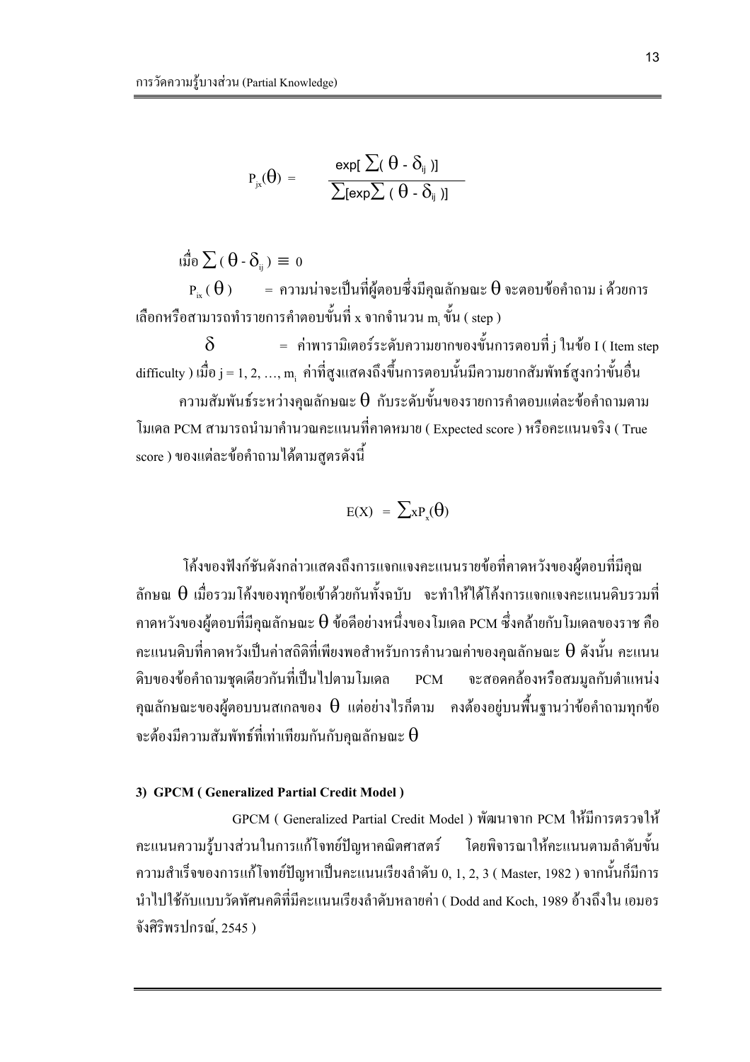$$P_{jx}(\theta) = \frac{\exp[\sum(\theta - \delta_{ij})]}{\sum[\exp\sum(\theta - \delta_{ij})]}$$

เมื่อ $\sum(\theta - \delta_{ij}) \equiv 0$

$P_{ix}(\theta)$ = ความน่าจะเป็นที่ผู้ตอบซึ่งมีคุณลักษณะ $\theta$ จะตอบข้อคำถาม i ด้วยการเลือกหรือสามารถทำรายการคำตอบขั้นที่ x จากจำนวน $m_i$ ขั้น ( step )

$\delta$ = ค่าพารามิเตอร์ระดับความยากของขั้นการตอบที่ j ในข้อ I ( Item step difficulty ) เมื่อ j = 1, 2, …, $m_i$ ค่าที่สูงแสดงถึงขั้นการตอบนั้นมีความยากสัมพัทธ์สูงกว่าขั้นอื่น

ความสัมพันธ์ระหว่างคุณลักษณะ $\theta$ กับระดับขั้นของรายการคำตอบแต่ละข้อคำถามตามโมเดล PCM สามารถนำมาคำนวณคะแนนที่คาดหมาย ( Expected score ) หรือคะแนนจริง ( True score ) ของแต่ละข้อคำถามได้ตามสูตรดังนี้

$$E(X) = \sum x P_x(\theta)$$

โค้งของฟังก์ชันดังกล่าวแสดงถึงการแจกแจงคะแนนรายข้อที่คาดหวังของผู้ตอบที่มีคุณลักษณ $\theta$ เมื่อรวมโค้งของทุกข้อเข้าด้วยกันทั้งฉบับ จะทำให้ได้โค้งการแจกแจงคะแนนดิบรวมที่คาดหวังของผู้ตอบที่มีคุณลักษณะ $\theta$ ข้อดีอย่างหนึ่งของโมเดล PCM ซึ่งคล้ายกับโมเดลของราช คือ คะแนนดิบที่คาดหวังเป็นค่าสถิติที่เพียงพอสำหรับการคำนวณค่าของคุณลักษณะ $\theta$ ดังนั้น คะแนนดิบของข้อคำถามชุดเดียวกันที่เป็นไปตามโมเดล PCM จะสอดคล้องหรือสมมูลกับตำแหน่งคุณลักษณะของผู้ตอบบนสเกลของ $\theta$ แต่อย่างไรก็ตาม คงต้องอยู่บนพื้นฐานว่าข้อคำถามทุกข้อจะต้องมีความสัมพัทธ์ที่เท่าเทียมกันกับคุณลักษณะ $\theta$

**3) GPCM ( Generalized Partial Credit Model )**

GPCM ( Generalized Partial Credit Model ) พัฒนาจาก PCM ให้มีการตรวจให้คะแนนความรู้บางส่วนในการแก้โจทย์ปัญหาคณิตศาสตร์ โดยพิจารณาให้คะแนนตามลำดับขั้นความสำเร็จของการแก้โจทย์ปัญหาเป็นคะแนนเรียงลำดับ 0, 1, 2, 3 ( Master, 1982 ) จากนั้นก็มีการนำไปใช้กับแบบวัดทัศนคติที่มีคะแนนเรียงลำดับหลายค่า ( Dodd and Koch, 1989 อ้างถึงใน เอมอร จังศิริพรปกรณ์, 2545 )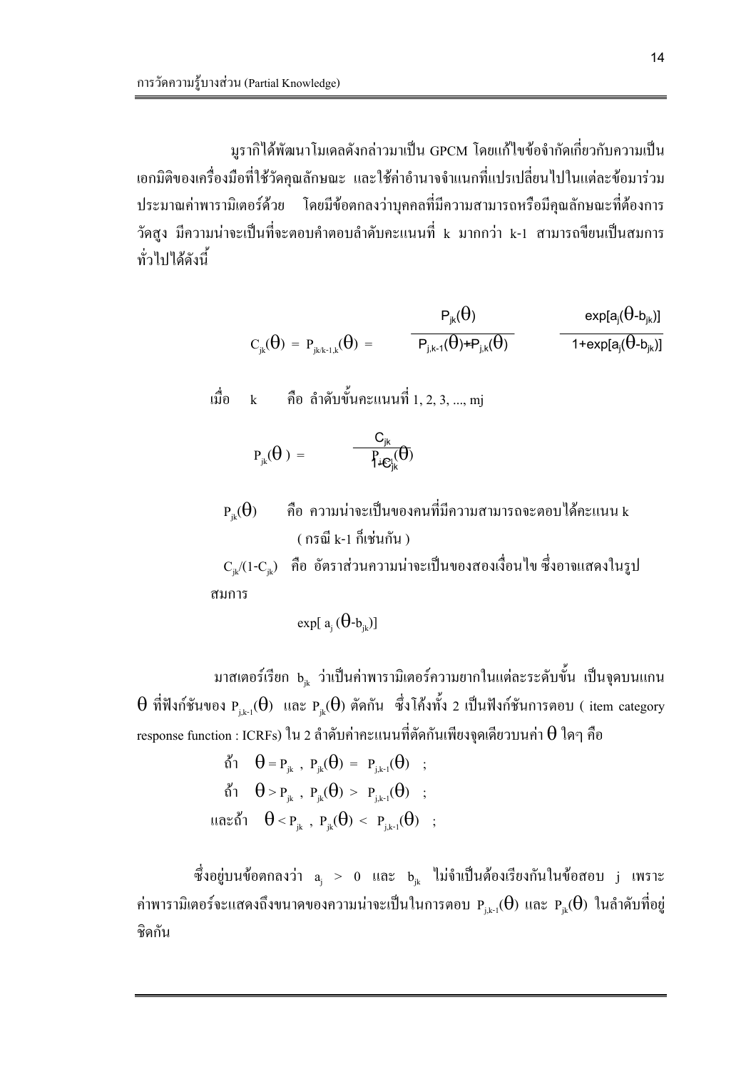มูรากิได้พัฒนาโมเดลดังกล่าวมาเป็น GPCM โดยแก้ไขข้อจำกัดเกี่ยวกับความเป็นเอกมิติของเครื่องมือที่ใช้วัดคุณลักษณะ และใช้ค่าอำนาจจำแนกที่แปรเปลี่ยนไปในแต่ละข้อมาร่วมประมาณค่าพารามิเตอร์ด้วย โดยมีข้อตกลงว่าบุคคลที่มีความสามารถหรือมีคุณลักษณะที่ต้องการวัดสูง มีความน่าจะเป็นที่จะตอบคำตอบลำดับคะแนนที่ k มากกว่า k-1 สามารถขียนเป็นสมการทั่วไปได้ดังนี้

$$C_{jk}(\theta) = P_{jk/k-1,k}(\theta) = \frac{P_{jk}(\theta)}{P_{j,k-1}(\theta)+P_{j,k}(\theta)} \qquad \frac{\exp[a_j(\theta-b_{jk})]}{1+\exp[a_j(\theta-b_{jk})]}$$

เมื่อ k คือ ลำดับขั้นคะแนนที่ 1, 2, 3, ..., mj

$$P_{jk}(\theta) = \frac{C_{jk}}{1-C_{jk}} P_{j,k-1}(\theta)$$

$P_{jk}(\theta)$ คือ ความน่าจะเป็นของคนที่มีความสามารถจะตอบได้คะแนน k ( กรณี k-1 ก็เช่นกัน )

$C_{jk}/(1-C_{jk})$ คือ อัตราส่วนความน่าจะเป็นของสองเงื่อนไข ซึ่งอาจแสดงในรูปสมการ

$$\exp[a_j(\theta-b_{jk})]$$

มาสเตอร์เรียก $b_{jk}$ ว่าเป็นค่าพารามิเตอร์ความยากในแต่ละระดับขั้น เป็นจุดบนแกน $\theta$ ที่ฟังก์ชันของ $P_{j,k-1}(\theta)$ และ $P_{jk}(\theta)$ ตัดกัน ซึ่งโค้งทั้ง 2 เป็นฟังก์ชันการตอบ ( item category response function : ICRFs) ใน 2 ลำดับค่าคะแนนที่ตัดกันเพียงจุดเดียวบนค่า $\theta$ ใดๆ คือ

ถ้า $\theta = P_{jk}$ , $P_{jk}(\theta) = P_{j,k-1}(\theta)$ ;

ถ้า $\theta > P_{jk}$ , $P_{jk}(\theta) > P_{j,k-1}(\theta)$ ;

และถ้า $\theta < P_{jk}$ , $P_{jk}(\theta) < P_{j,k-1}(\theta)$ ;

ซึ่งอยู่บนข้อตกลงว่า $a_j > 0$ และ $b_{jk}$ ไม่จำเป็นต้องเรียงกันในข้อสอบ j เพราะค่าพารามิเตอร์จะแสดงถึงขนาดของความน่าจะเป็นในการตอบ $P_{j,k-1}(\theta)$ และ $P_{jk}(\theta)$ ในลำดับที่อยู่ชิดกัน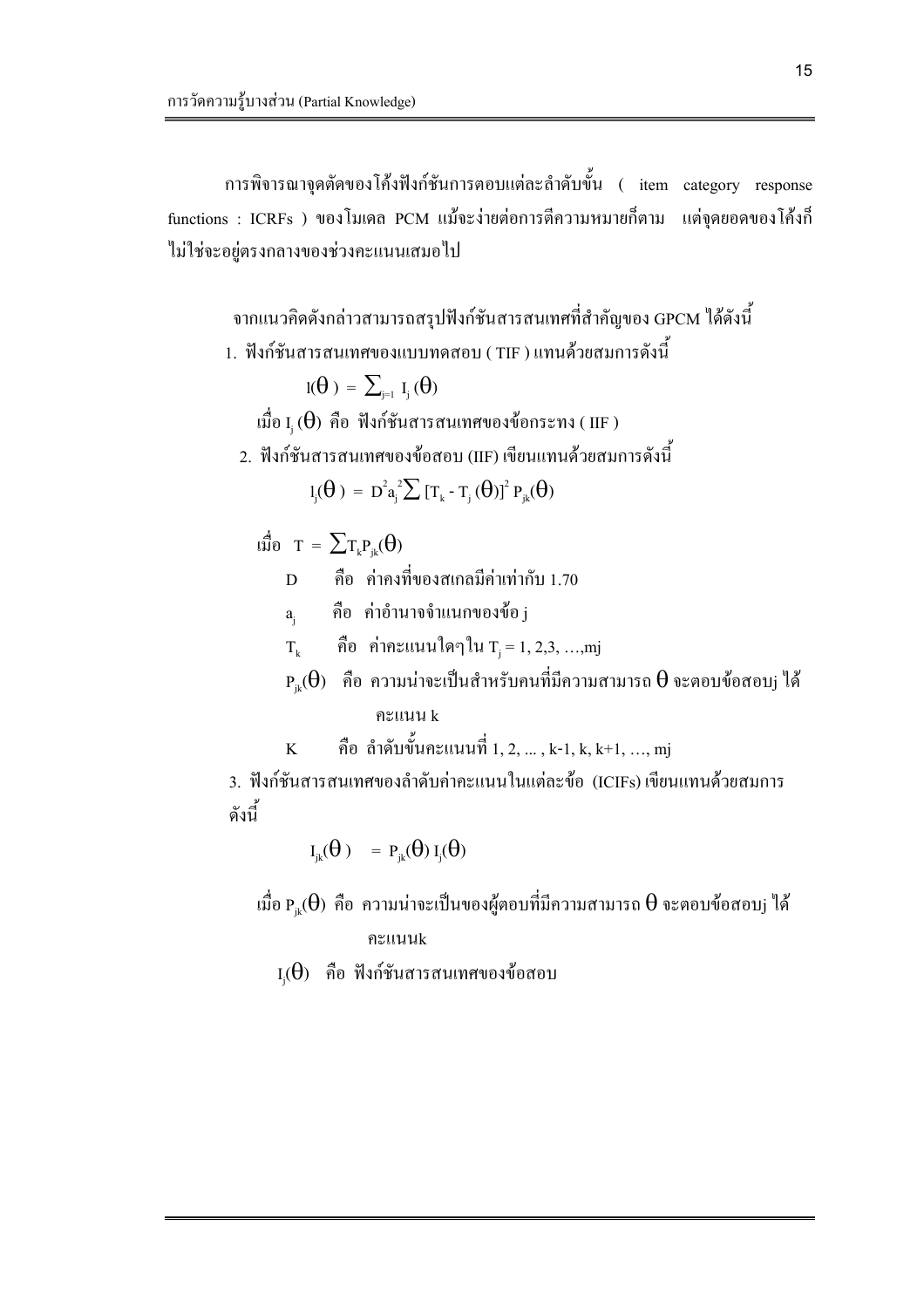การพิจารณาจุดตัดของโค้งฟังก์ชันการตอบแต่ละลำดับขั้น ( item category response functions : ICRFs ) ของโมเดล PCM แม้จะง่ายต่อการตีความหมายก็ตาม แต่จุดยอดของโค้งก็ไม่ใช่จะอยู่ตรงกลางของช่วงคะแนนเสมอไป

จากแนวคิดดังกล่าวสามารถสรุปฟังก์ชันสารสนเทศที่สำคัญของ GPCM ได้ดังนี้

1. ฟังก์ชันสารสนเทศของแบบทดสอบ ( TIF ) แทนด้วยสมการดังนี้

$$I(\theta) = \sum_{j=1} I_j(\theta)$$

เมื่อ $I_j(\theta)$ คือ ฟังก์ชันสารสนเทศของข้อกระทง ( IIF )

2. ฟังก์ชันสารสนเทศของข้อสอบ (IIF) เขียนแทนด้วยสมการดังนี้

$$I_j(\theta) = D^2 a_j^2 \sum [T_k - T_j(\theta)]^2 P_{jk}(\theta)$$

เมื่อ $T = \sum T_k P_{jk}(\theta)$

- $D$ คือ ค่าคงที่ของสเกลมีค่าเท่ากับ 1.70
- $a_j$ คือ ค่าอำนาจจำแนกของข้อ j
- $T_k$ คือ ค่าคะแนนใดๆใน $T_j = 1, 2, 3, \ldots, mj$
- $P_{jk}(\theta)$ คือ ความน่าจะเป็นสำหรับคนที่มีความสามารถ $\theta$ จะตอบข้อสอบj ได้คะแนน k
- $K$ คือ ลำดับขั้นคะแนนที่ 1, 2, ... , k-1, k, k+1, …, mj

3. ฟังก์ชันสารสนเทศของลำดับค่าคะแนนในแต่ละข้อ (ICIFs) เขียนแทนด้วยสมการดังนี้

$$I_{jk}(\theta) = P_{jk}(\theta)\, I_j(\theta)$$

เมื่อ $P_{jk}(\theta)$ คือ ความน่าจะเป็นของผู้ตอบที่มีความสามารถ $\theta$ จะตอบข้อสอบj ได้คะแนนk

$I_j(\theta)$ คือ ฟังก์ชันสารสนเทศของข้อสอบ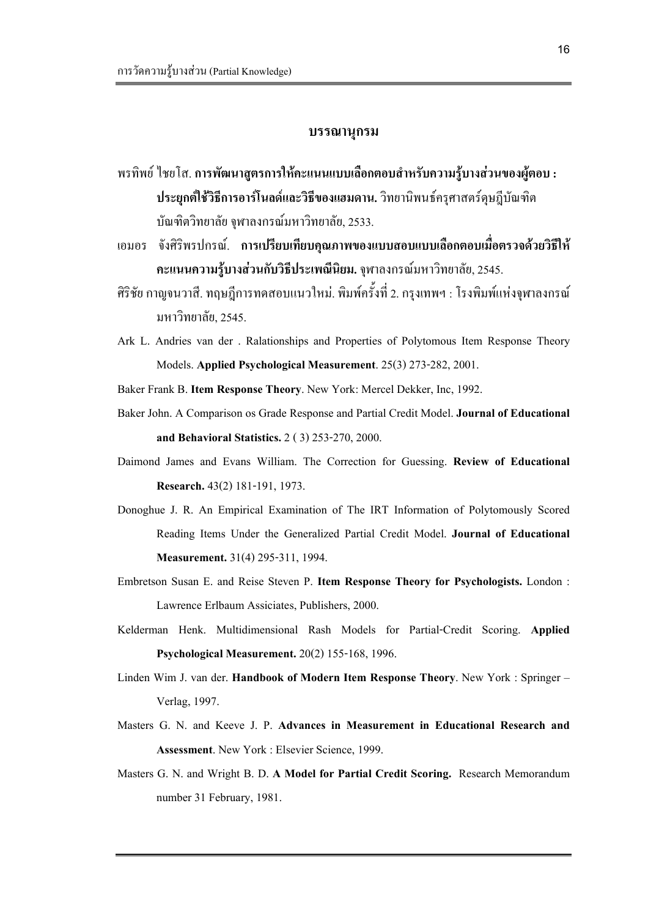## บรรณานุกรม

พรทิพย์ ไชยโส. **การพัฒนาสูตรการให้คะแนนแบบเลือกตอบสำหรับความรู้บางส่วนของผู้ตอบ : ประยุกต์ใช้วิธีการอาร์โนลด์และวิธีของแฮมดาน.** วิทยานิพนธ์ครุศาสตร์ดุษฎีบัณฑิต บัณฑิตวิทยาลัย จุฬาลงกรณ์มหาวิทยาลัย, 2533.

เอมอร จังศิริพรปกรณ์. **การเปรียบเทียบคุณภาพของแบบสอบแบบเลือกตอบเมื่อตรวจด้วยวิธีให้คะแนนความรู้บางส่วนกับวิธีประเพณีนิยม.** จุฬาลงกรณ์มหาวิทยาลัย, 2545.

ศิริชัย กาญจนวาสี. ทฤษฎีการทดสอบแนวใหม่. พิมพ์ครั้งที่ 2. กรุงเทพฯ : โรงพิมพ์แห่งจุฬาลงกรณ์มหาวิทยาลัย, 2545.

Ark L. Andries van der . Ralationships and Properties of Polytomous Item Response Theory Models. **Applied Psychological Measurement**. 25(3) 273-282, 2001.

Baker Frank B. **Item Response Theory**. New York: Mercel Dekker, Inc, 1992.

Baker John. A Comparison os Grade Response and Partial Credit Model. **Journal of Educational and Behavioral Statistics.** 2 ( 3) 253-270, 2000.

Daimond James and Evans William. The Correction for Guessing. **Review of Educational Research.** 43(2) 181-191, 1973.

Donoghue J. R. An Empirical Examination of The IRT Information of Polytomously Scored Reading Items Under the Generalized Partial Credit Model. **Journal of Educational Measurement.** 31(4) 295-311, 1994.

Embretson Susan E. and Reise Steven P. **Item Response Theory for Psychologists.** London : Lawrence Erlbaum Assiciates, Publishers, 2000.

Kelderman Henk. Multidimensional Rash Models for Partial-Credit Scoring. **Applied Psychological Measurement.** 20(2) 155-168, 1996.

Linden Wim J. van der. **Handbook of Modern Item Response Theory**. New York : Springer – Verlag, 1997.

Masters G. N. and Keeve J. P. **Advances in Measurement in Educational Research and Assessment**. New York : Elsevier Science, 1999.

Masters G. N. and Wright B. D. **A Model for Partial Credit Scoring.** Research Memorandum number 31 February, 1981.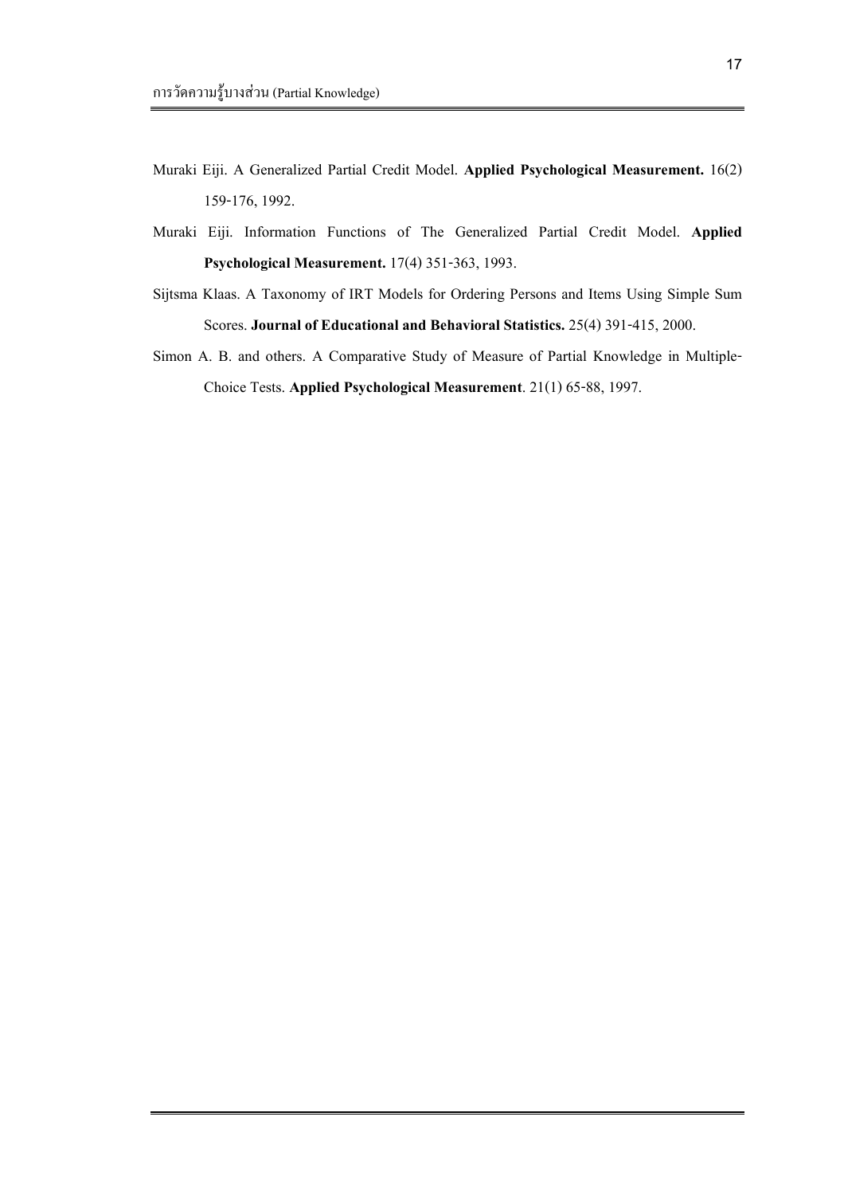Muraki Eiji. A Generalized Partial Credit Model. **Applied Psychological Measurement.** 16(2) 159-176, 1992.

Muraki Eiji. Information Functions of The Generalized Partial Credit Model. **Applied Psychological Measurement.** 17(4) 351-363, 1993.

Sijtsma Klaas. A Taxonomy of IRT Models for Ordering Persons and Items Using Simple Sum Scores. **Journal of Educational and Behavioral Statistics.** 25(4) 391-415, 2000.

Simon A. B. and others. A Comparative Study of Measure of Partial Knowledge in Multiple-Choice Tests. **Applied Psychological Measurement**. 21(1) 65-88, 1997.